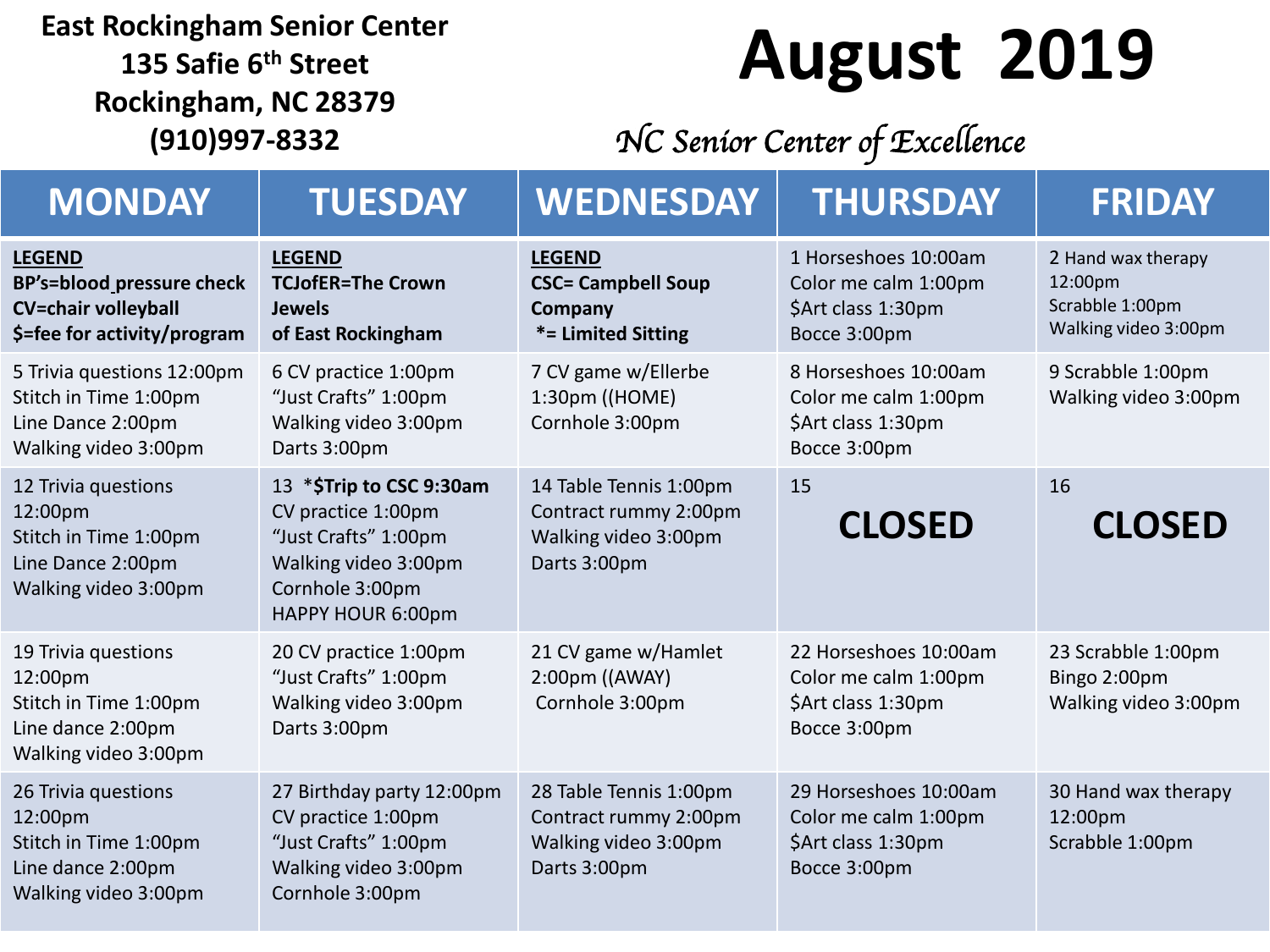**East Rockingham Senior Center**
**135 Safie 6th Street**
**Rockingham, NC 28379**
**(910)997-8332**

# August 2019

*NC Senior Center of Excellence*

| MONDAY | TUESDAY | WEDNESDAY | THURSDAY | FRIDAY |
|---|---|---|---|---|
| **LEGEND**<br>**BP's=blood pressure check**<br>**CV=chair volleyball**<br>**$=fee for activity/program** | **LEGEND**<br>**TCJofER=The Crown Jewels of East Rockingham** | **LEGEND**<br>**CSC= Campbell Soup Company**<br>**\*= Limited Sitting** | 1 Horseshoes 10:00am<br>Color me calm 1:00pm<br>$Art class 1:30pm<br>Bocce 3:00pm | 2 Hand wax therapy 12:00pm<br>Scrabble 1:00pm<br>Walking video 3:00pm |
| 5 Trivia questions 12:00pm<br>Stitch in Time 1:00pm<br>Line Dance 2:00pm<br>Walking video 3:00pm | 6 CV practice 1:00pm<br>"Just Crafts" 1:00pm<br>Walking video 3:00pm<br>Darts 3:00pm | 7 CV game w/Ellerbe 1:30pm ((HOME)<br>Cornhole 3:00pm | 8 Horseshoes 10:00am<br>Color me calm 1:00pm<br>$Art class 1:30pm<br>Bocce 3:00pm | 9 Scrabble 1:00pm<br>Walking video 3:00pm |
| 12 Trivia questions 12:00pm<br>Stitch in Time 1:00pm<br>Line Dance 2:00pm<br>Walking video 3:00pm | 13 **\*$Trip to CSC 9:30am**<br>CV practice 1:00pm<br>"Just Crafts" 1:00pm<br>Walking video 3:00pm<br>Cornhole 3:00pm<br>HAPPY HOUR 6:00pm | 14 Table Tennis 1:00pm<br>Contract rummy 2:00pm<br>Walking video 3:00pm<br>Darts 3:00pm | 15<br>**CLOSED** | 16<br>**CLOSED** |
| 19 Trivia questions 12:00pm<br>Stitch in Time 1:00pm<br>Line dance 2:00pm<br>Walking video 3:00pm | 20 CV practice 1:00pm<br>"Just Crafts" 1:00pm<br>Walking video 3:00pm<br>Darts 3:00pm | 21 CV game w/Hamlet 2:00pm ((AWAY)<br>Cornhole 3:00pm | 22 Horseshoes 10:00am<br>Color me calm 1:00pm<br>$Art class 1:30pm<br>Bocce 3:00pm | 23 Scrabble 1:00pm<br>Bingo 2:00pm<br>Walking video 3:00pm |
| 26 Trivia questions 12:00pm<br>Stitch in Time 1:00pm<br>Line dance 2:00pm<br>Walking video 3:00pm | 27 Birthday party 12:00pm<br>CV practice 1:00pm<br>"Just Crafts" 1:00pm<br>Walking video 3:00pm<br>Cornhole 3:00pm | 28 Table Tennis 1:00pm<br>Contract rummy 2:00pm<br>Walking video 3:00pm<br>Darts 3:00pm | 29 Horseshoes 10:00am<br>Color me calm 1:00pm<br>$Art class 1:30pm<br>Bocce 3:00pm | 30 Hand wax therapy 12:00pm<br>Scrabble 1:00pm |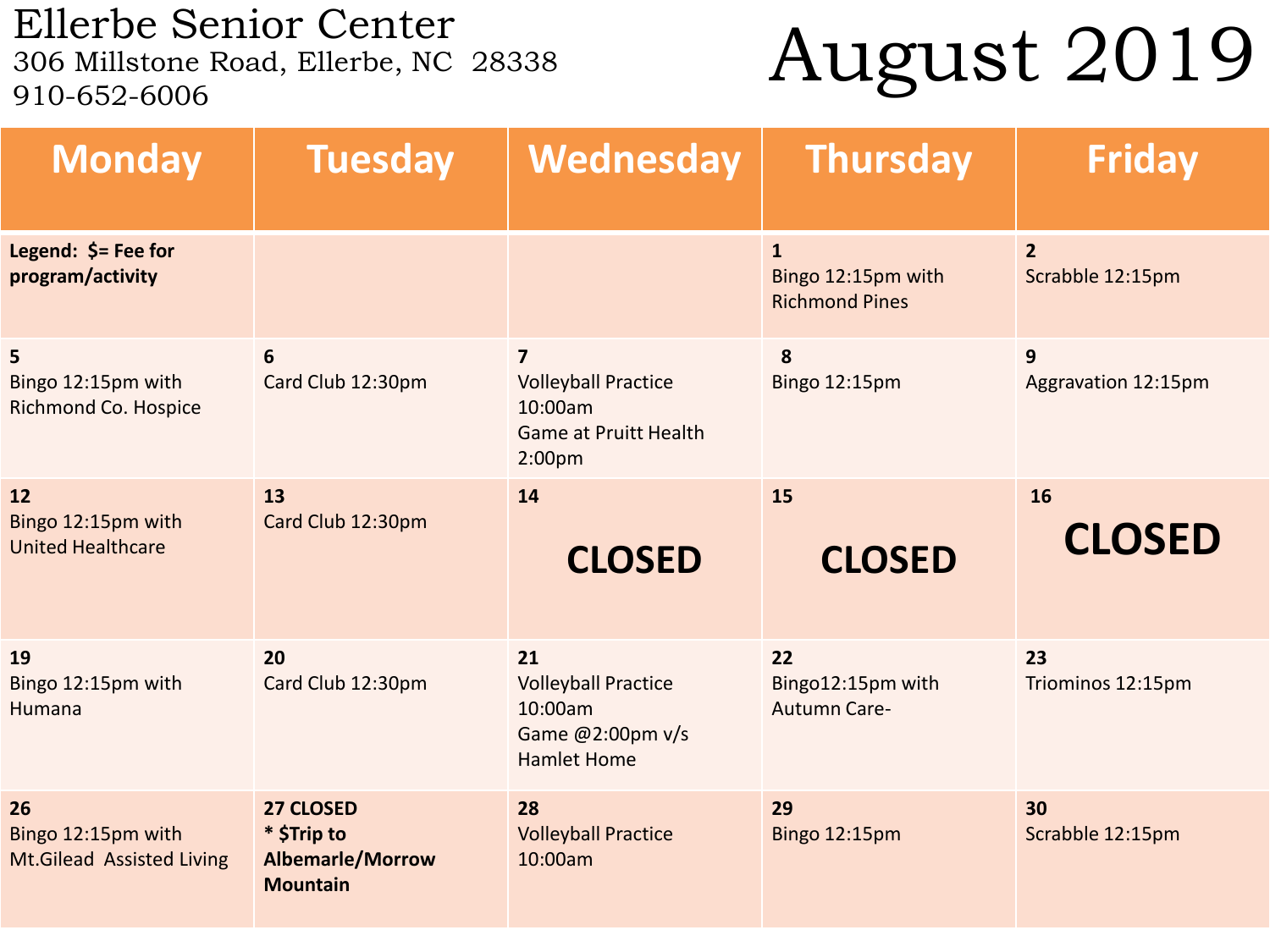# Ellerbe Senior Center

306 Millstone Road, Ellerbe, NC 28338
910-652-6006

# August 2019

| Monday | Tuesday | Wednesday | Thursday | Friday |
| --- | --- | --- | --- | --- |
| **Legend: $= Fee for program/activity** | | | 1<br>Bingo 12:15pm with Richmond Pines | 2<br>Scrabble 12:15pm |
| 5<br>Bingo 12:15pm with Richmond Co. Hospice | 6<br>Card Club 12:30pm | 7<br>Volleyball Practice 10:00am<br>Game at Pruitt Health 2:00pm | 8<br>Bingo 12:15pm | 9<br>Aggravation 12:15pm |
| 12<br>Bingo 12:15pm with United Healthcare | 13<br>Card Club 12:30pm | 14<br>**CLOSED** | 15<br>**CLOSED** | 16<br>**CLOSED** |
| 19<br>Bingo 12:15pm with Humana | 20<br>Card Club 12:30pm | 21<br>Volleyball Practice 10:00am<br>Game @2:00pm v/s Hamlet Home | 22<br>Bingo12:15pm with Autumn Care- | 23<br>Triominos 12:15pm |
| 26<br>Bingo 12:15pm with Mt.Gilead Assisted Living | **27 CLOSED**<br>**\* $Trip to Albemarle/Morrow Mountain** | 28<br>Volleyball Practice 10:00am | 29<br>Bingo 12:15pm | 30<br>Scrabble 12:15pm |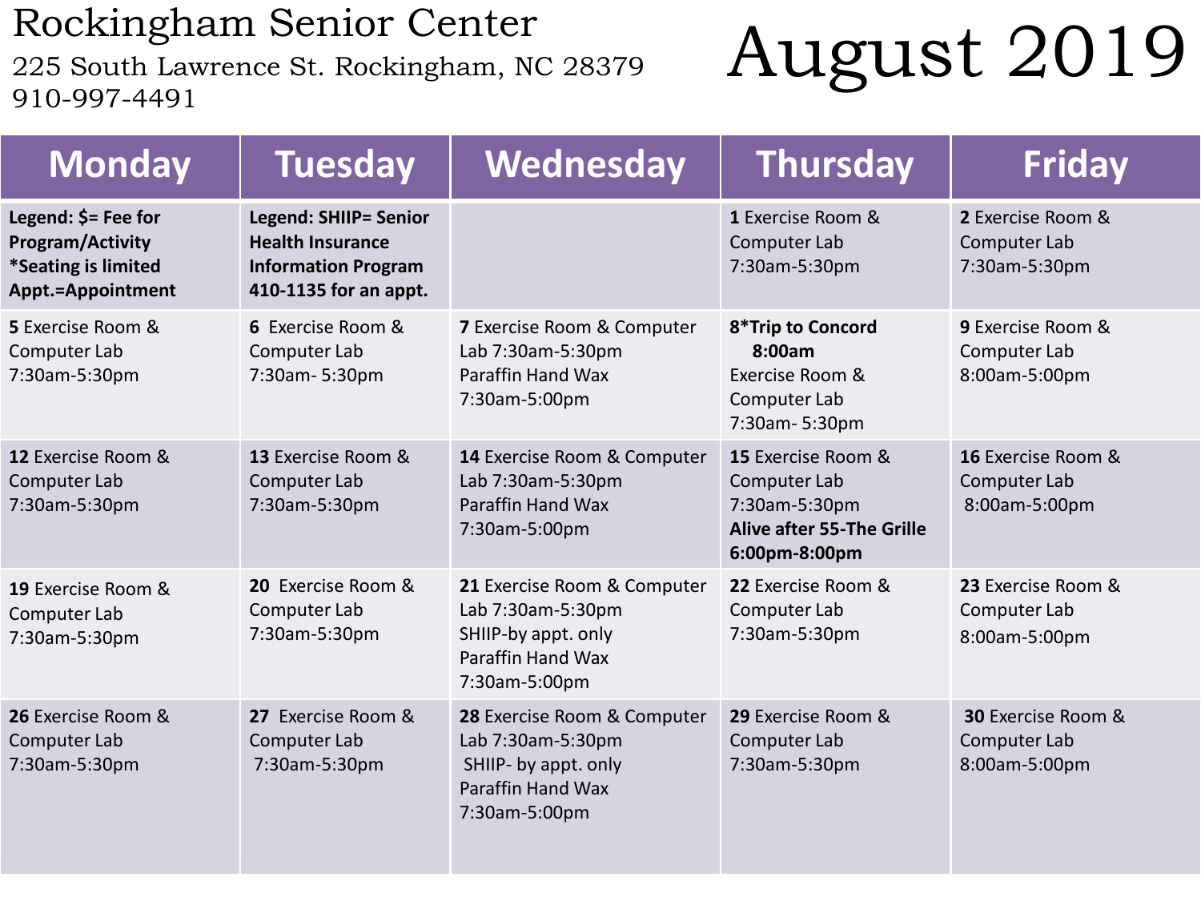# Rockingham Senior Center

225 South Lawrence St. Rockingham, NC 28379
910-997-4491

# August 2019

| Monday | Tuesday | Wednesday | Thursday | Friday |
|---|---|---|---|---|
| **Legend: $= Fee for Program/Activity *Seating is limited Appt.=Appointment** | **Legend: SHIIP= Senior Health Insurance Information Program 410-1135 for an appt.** | | **1** Exercise Room & Computer Lab 7:30am-5:30pm | **2** Exercise Room & Computer Lab 7:30am-5:30pm |
| **5** Exercise Room & Computer Lab 7:30am-5:30pm | **6** Exercise Room & Computer Lab 7:30am- 5:30pm | **7** Exercise Room & Computer Lab 7:30am-5:30pm Paraffin Hand Wax 7:30am-5:00pm | **8*Trip to Concord 8:00am** Exercise Room & Computer Lab 7:30am- 5:30pm | **9** Exercise Room & Computer Lab 8:00am-5:00pm |
| **12** Exercise Room & Computer Lab 7:30am-5:30pm | **13** Exercise Room & Computer Lab 7:30am-5:30pm | **14** Exercise Room & Computer Lab 7:30am-5:30pm Paraffin Hand Wax 7:30am-5:00pm | **15** Exercise Room & Computer Lab 7:30am-5:30pm **Alive after 55-The Grille 6:00pm-8:00pm** | **16** Exercise Room & Computer Lab 8:00am-5:00pm |
| **19** Exercise Room & Computer Lab 7:30am-5:30pm | **20** Exercise Room & Computer Lab 7:30am-5:30pm | **21** Exercise Room & Computer Lab 7:30am-5:30pm SHIIP-by appt. only Paraffin Hand Wax 7:30am-5:00pm | **22** Exercise Room & Computer Lab 7:30am-5:30pm | **23** Exercise Room & Computer Lab 8:00am-5:00pm |
| **26** Exercise Room & Computer Lab 7:30am-5:30pm | **27** Exercise Room & Computer Lab 7:30am-5:30pm | **28** Exercise Room & Computer Lab 7:30am-5:30pm SHIIP- by appt. only Paraffin Hand Wax 7:30am-5:00pm | **29** Exercise Room & Computer Lab 7:30am-5:30pm | **30** Exercise Room & Computer Lab 8:00am-5:00pm |